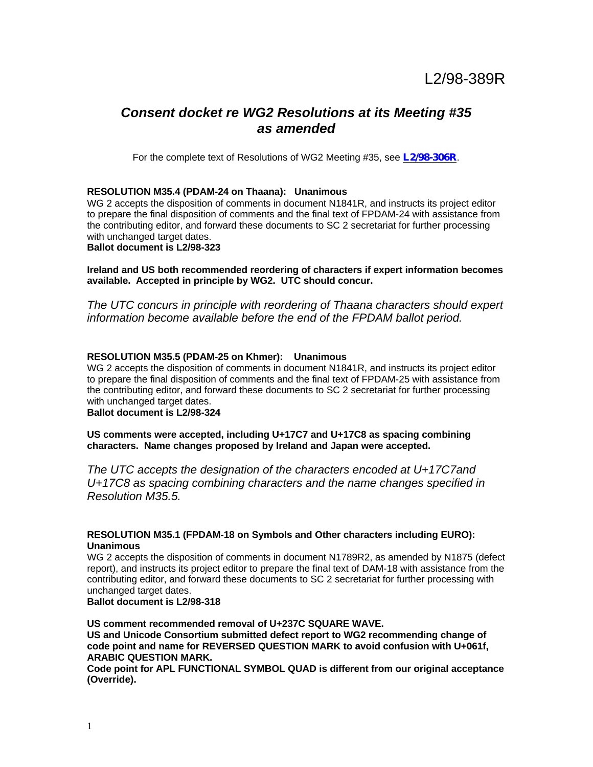L2/98-389R

# *Consent docket re WG2 Resolutions at its Meeting #35 as amended*

For the complete text of Resolutions of WG2 Meeting #35, see **L2/98-306R**.

**RESOLUTION M35.4 (PDAM-24 on Thaana): Unanimous**
WG 2 accepts the disposition of comments in document N1841R, and instructs its project editor to prepare the final disposition of comments and the final text of FPDAM-24 with assistance from the contributing editor, and forward these documents to SC 2 secretariat for further processing with unchanged target dates.
**Ballot document is L2/98-323**

**Ireland and US both recommended reordering of characters if expert information becomes available. Accepted in principle by WG2. UTC should concur.**

*The UTC concurs in principle with reordering of Thaana characters should expert information become available before the end of the FPDAM ballot period.*

**RESOLUTION M35.5 (PDAM-25 on Khmer): Unanimous**
WG 2 accepts the disposition of comments in document N1841R, and instructs its project editor to prepare the final disposition of comments and the final text of FPDAM-25 with assistance from the contributing editor, and forward these documents to SC 2 secretariat for further processing with unchanged target dates.
**Ballot document is L2/98-324**

**US comments were accepted, including U+17C7 and U+17C8 as spacing combining characters. Name changes proposed by Ireland and Japan were accepted.**

*The UTC accepts the designation of the characters encoded at U+17C7and U+17C8 as spacing combining characters and the name changes specified in Resolution M35.5.*

**RESOLUTION M35.1 (FPDAM-18 on Symbols and Other characters including EURO): Unanimous**
WG 2 accepts the disposition of comments in document N1789R2, as amended by N1875 (defect report), and instructs its project editor to prepare the final text of DAM-18 with assistance from the contributing editor, and forward these documents to SC 2 secretariat for further processing with unchanged target dates.
**Ballot document is L2/98-318**

**US comment recommended removal of U+237C SQUARE WAVE.**
**US and Unicode Consortium submitted defect report to WG2 recommending change of code point and name for REVERSED QUESTION MARK to avoid confusion with U+061f, ARABIC QUESTION MARK.**
**Code point for APL FUNCTIONAL SYMBOL QUAD is different from our original acceptance (Override).**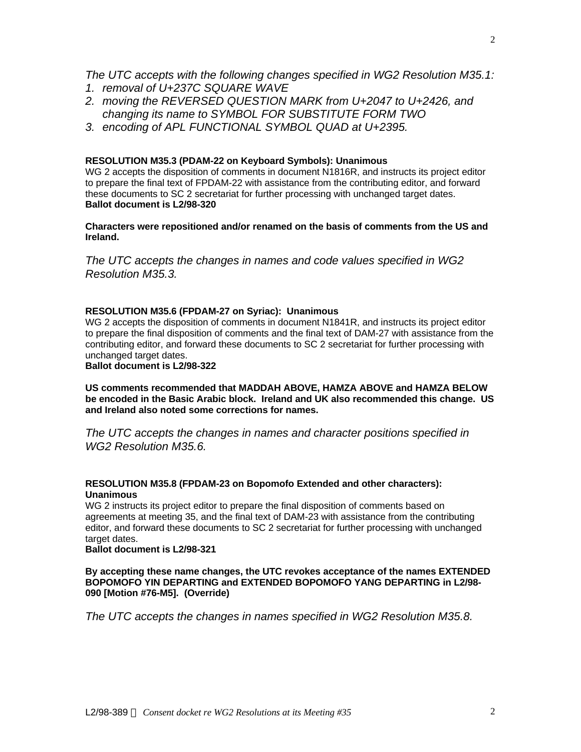*The UTC accepts with the following changes specified in WG2 Resolution M35.1:*

1. *removal of U+237C SQUARE WAVE*
2. *moving the REVERSED QUESTION MARK from U+2047 to U+2426, and changing its name to SYMBOL FOR SUBSTITUTE FORM TWO*
3. *encoding of APL FUNCTIONAL SYMBOL QUAD at U+2395.*

**RESOLUTION M35.3 (PDAM-22 on Keyboard Symbols): Unanimous**
WG 2 accepts the disposition of comments in document N1816R, and instructs its project editor to prepare the final text of FPDAM-22 with assistance from the contributing editor, and forward these documents to SC 2 secretariat for further processing with unchanged target dates.
**Ballot document is L2/98-320**

**Characters were repositioned and/or renamed on the basis of comments from the US and Ireland.**

*The UTC accepts the changes in names and code values specified in WG2 Resolution M35.3.*

**RESOLUTION M35.6 (FPDAM-27 on Syriac): Unanimous**
WG 2 accepts the disposition of comments in document N1841R, and instructs its project editor to prepare the final disposition of comments and the final text of DAM-27 with assistance from the contributing editor, and forward these documents to SC 2 secretariat for further processing with unchanged target dates.
**Ballot document is L2/98-322**

**US comments recommended that MADDAH ABOVE, HAMZA ABOVE and HAMZA BELOW be encoded in the Basic Arabic block. Ireland and UK also recommended this change. US and Ireland also noted some corrections for names.**

*The UTC accepts the changes in names and character positions specified in WG2 Resolution M35.6.*

**RESOLUTION M35.8 (FPDAM-23 on Bopomofo Extended and other characters): Unanimous**
WG 2 instructs its project editor to prepare the final disposition of comments based on agreements at meeting 35, and the final text of DAM-23 with assistance from the contributing editor, and forward these documents to SC 2 secretariat for further processing with unchanged target dates.
**Ballot document is L2/98-321**

**By accepting these name changes, the UTC revokes acceptance of the names EXTENDED BOPOMOFO YIN DEPARTING and EXTENDED BOPOMOFO YANG DEPARTING in L2/98-090 [Motion #76-M5]. (Override)**

*The UTC accepts the changes in names specified in WG2 Resolution M35.8.*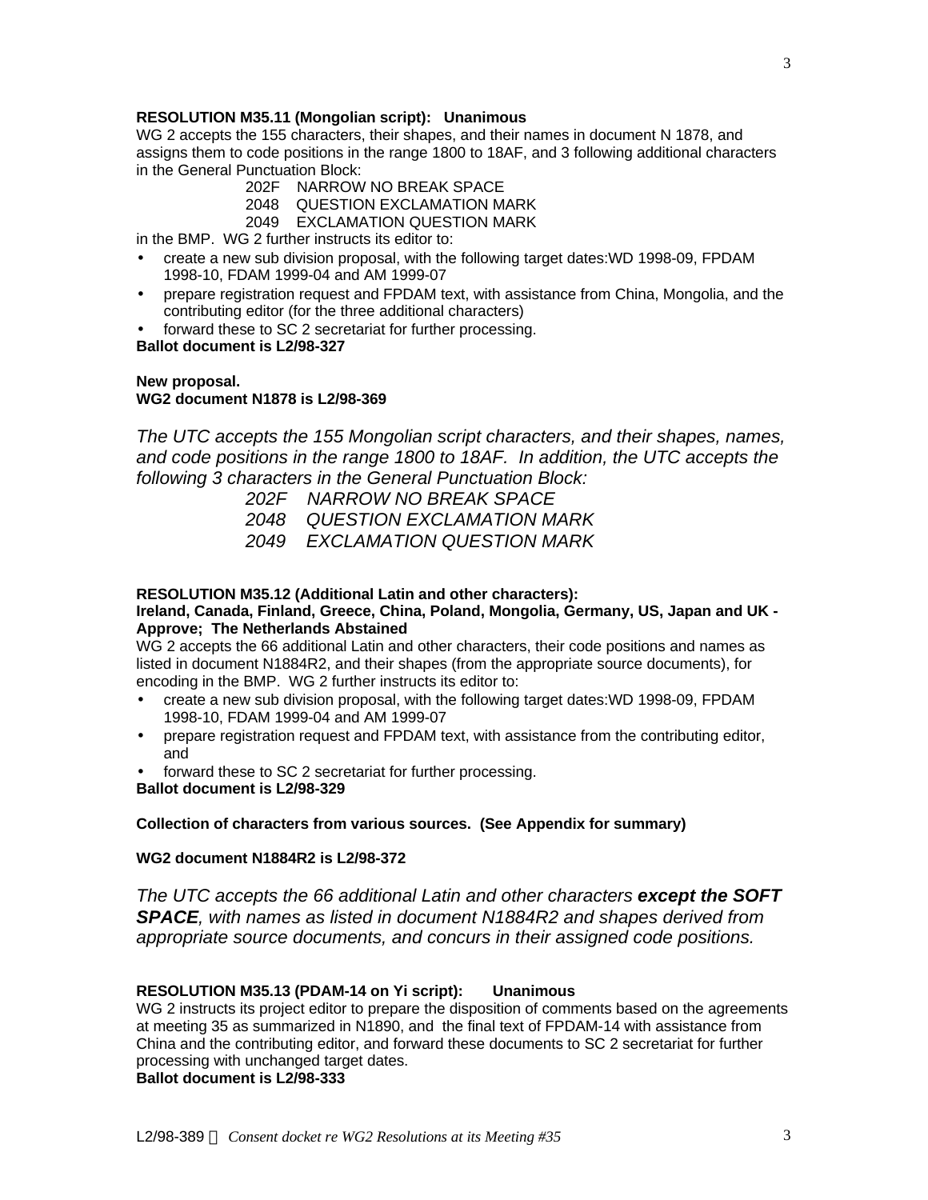**RESOLUTION M35.11 (Mongolian script): Unanimous**

WG 2 accepts the 155 characters, their shapes, and their names in document N 1878, and assigns them to code positions in the range 1800 to 18AF, and 3 following additional characters in the General Punctuation Block:

202F NARROW NO BREAK SPACE
2048 QUESTION EXCLAMATION MARK
2049 EXCLAMATION QUESTION MARK

in the BMP. WG 2 further instructs its editor to:

- create a new sub division proposal, with the following target dates:WD 1998-09, FPDAM 1998-10, FDAM 1999-04 and AM 1999-07
- prepare registration request and FPDAM text, with assistance from China, Mongolia, and the contributing editor (for the three additional characters)
- forward these to SC 2 secretariat for further processing.

**Ballot document is L2/98-327**

**New proposal.**
**WG2 document N1878 is L2/98-369**

*The UTC accepts the 155 Mongolian script characters, and their shapes, names, and code positions in the range 1800 to 18AF. In addition, the UTC accepts the following 3 characters in the General Punctuation Block:*

*202F NARROW NO BREAK SPACE*
*2048 QUESTION EXCLAMATION MARK*
*2049 EXCLAMATION QUESTION MARK*

**RESOLUTION M35.12 (Additional Latin and other characters):**
**Ireland, Canada, Finland, Greece, China, Poland, Mongolia, Germany, US, Japan and UK - Approve; The Netherlands Abstained**

WG 2 accepts the 66 additional Latin and other characters, their code positions and names as listed in document N1884R2, and their shapes (from the appropriate source documents), for encoding in the BMP. WG 2 further instructs its editor to:

- create a new sub division proposal, with the following target dates:WD 1998-09, FPDAM 1998-10, FDAM 1999-04 and AM 1999-07
- prepare registration request and FPDAM text, with assistance from the contributing editor, and
- forward these to SC 2 secretariat for further processing.

**Ballot document is L2/98-329**

**Collection of characters from various sources. (See Appendix for summary)**

**WG2 document N1884R2 is L2/98-372**

*The UTC accepts the 66 additional Latin and other characters* ***except the SOFT SPACE****, with names as listed in document N1884R2 and shapes derived from appropriate source documents, and concurs in their assigned code positions.*

**RESOLUTION M35.13 (PDAM-14 on Yi script): Unanimous**

WG 2 instructs its project editor to prepare the disposition of comments based on the agreements at meeting 35 as summarized in N1890, and the final text of FPDAM-14 with assistance from China and the contributing editor, and forward these documents to SC 2 secretariat for further processing with unchanged target dates.

**Ballot document is L2/98-333**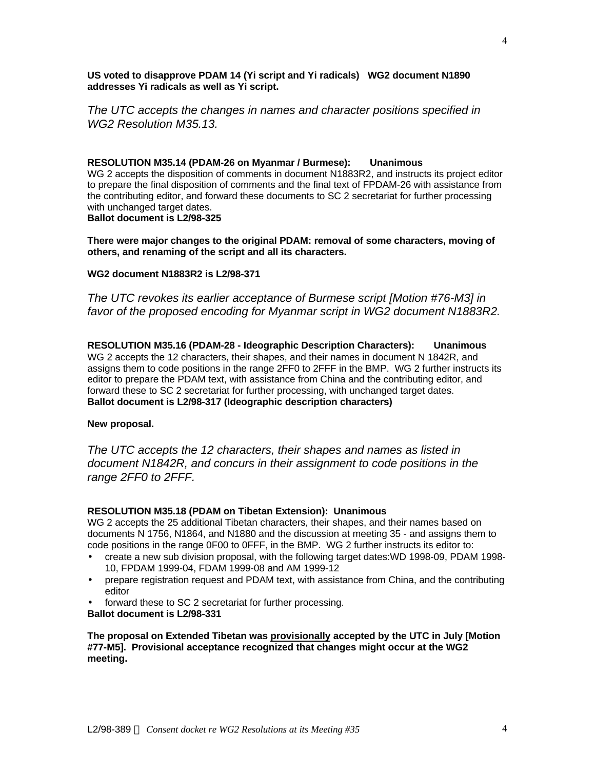**US voted to disapprove PDAM 14 (Yi script and Yi radicals) WG2 document N1890 addresses Yi radicals as well as Yi script.**

*The UTC accepts the changes in names and character positions specified in WG2 Resolution M35.13.*

**RESOLUTION M35.14 (PDAM-26 on Myanmar / Burmese): Unanimous**
WG 2 accepts the disposition of comments in document N1883R2, and instructs its project editor to prepare the final disposition of comments and the final text of FPDAM-26 with assistance from the contributing editor, and forward these documents to SC 2 secretariat for further processing with unchanged target dates.
**Ballot document is L2/98-325**

**There were major changes to the original PDAM: removal of some characters, moving of others, and renaming of the script and all its characters.**

**WG2 document N1883R2 is L2/98-371**

*The UTC revokes its earlier acceptance of Burmese script [Motion #76-M3] in favor of the proposed encoding for Myanmar script in WG2 document N1883R2.*

**RESOLUTION M35.16 (PDAM-28 - Ideographic Description Characters): Unanimous**
WG 2 accepts the 12 characters, their shapes, and their names in document N 1842R, and assigns them to code positions in the range 2FF0 to 2FFF in the BMP. WG 2 further instructs its editor to prepare the PDAM text, with assistance from China and the contributing editor, and forward these to SC 2 secretariat for further processing, with unchanged target dates.
**Ballot document is L2/98-317 (Ideographic description characters)**

**New proposal.**

*The UTC accepts the 12 characters, their shapes and names as listed in document N1842R, and concurs in their assignment to code positions in the range 2FF0 to 2FFF.*

**RESOLUTION M35.18 (PDAM on Tibetan Extension): Unanimous**
WG 2 accepts the 25 additional Tibetan characters, their shapes, and their names based on documents N 1756, N1864, and N1880 and the discussion at meeting 35 - and assigns them to code positions in the range 0F00 to 0FFF, in the BMP. WG 2 further instructs its editor to:

- create a new sub division proposal, with the following target dates:WD 1998-09, PDAM 1998-10, FPDAM 1999-04, FDAM 1999-08 and AM 1999-12
- prepare registration request and PDAM text, with assistance from China, and the contributing editor
- forward these to SC 2 secretariat for further processing.

**Ballot document is L2/98-331**

**The proposal on Extended Tibetan was provisionally accepted by the UTC in July [Motion #77-M5]. Provisional acceptance recognized that changes might occur at the WG2 meeting.**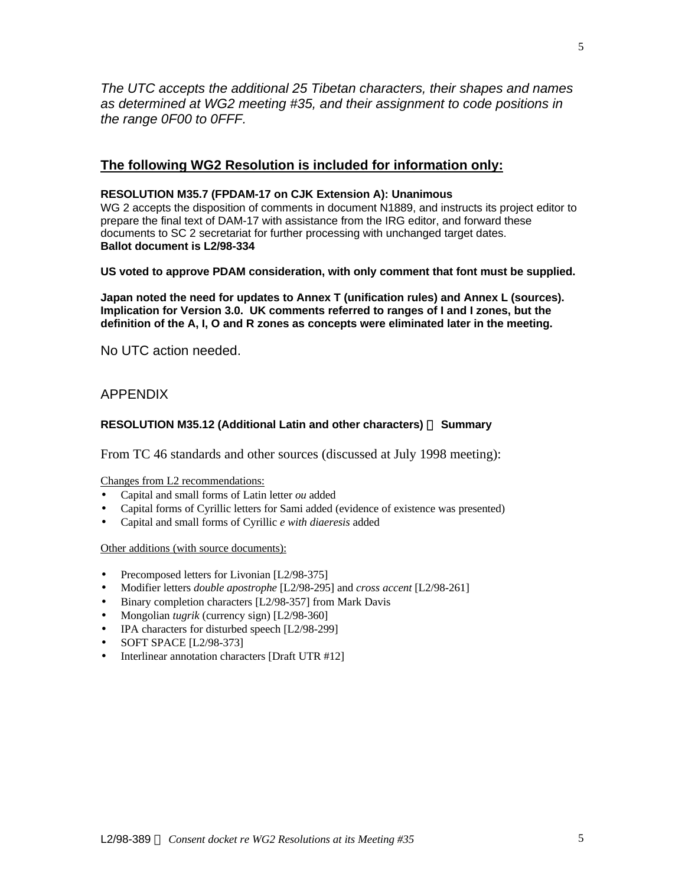*The UTC accepts the additional 25 Tibetan characters, their shapes and names as determined at WG2 meeting #35, and their assignment to code positions in the range 0F00 to 0FFF.*

## **The following WG2 Resolution is included for information only:**

**RESOLUTION M35.7 (FPDAM-17 on CJK Extension A): Unanimous**
WG 2 accepts the disposition of comments in document N1889, and instructs its project editor to prepare the final text of DAM-17 with assistance from the IRG editor, and forward these documents to SC 2 secretariat for further processing with unchanged target dates.
**Ballot document is L2/98-334**

**US voted to approve PDAM consideration, with only comment that font must be supplied.**

**Japan noted the need for updates to Annex T (unification rules) and Annex L (sources). Implication for Version 3.0. UK comments referred to ranges of I and I zones, but the definition of the A, I, O and R zones as concepts were eliminated later in the meeting.**

No UTC action needed.

## APPENDIX

**RESOLUTION M35.12 (Additional Latin and other characters) Summary**

From TC 46 standards and other sources (discussed at July 1998 meeting):

Changes from L2 recommendations:

- Capital and small forms of Latin letter *ou* added
- Capital forms of Cyrillic letters for Sami added (evidence of existence was presented)
- Capital and small forms of Cyrillic *e with diaeresis* added

Other additions (with source documents):

- Precomposed letters for Livonian [L2/98-375]
- Modifier letters *double apostrophe* [L2/98-295] and *cross accent* [L2/98-261]
- Binary completion characters [L2/98-357] from Mark Davis
- Mongolian *tugrik* (currency sign) [L2/98-360]
- IPA characters for disturbed speech [L2/98-299]
- SOFT SPACE [L2/98-373]
- Interlinear annotation characters [Draft UTR #12]